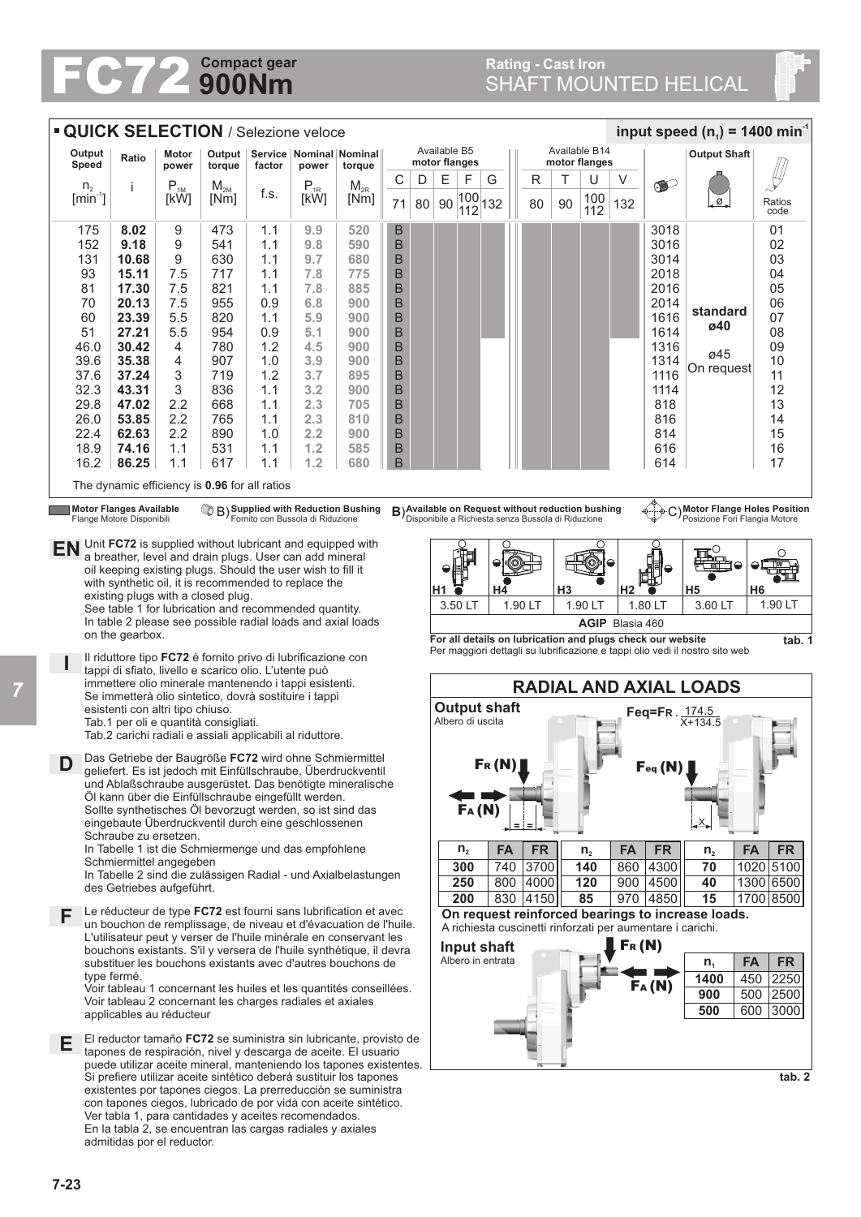# FC72 Compact gear 900Nm

## Rating - Cast Iron SHAFT MOUNTED HELICAL

### QUICK SELECTION / Selezione veloce

input speed ($n_1$) = 1400 min$^{-1}$

| Output Speed $n_2$ [min$^{-1}$] | Ratio i | Motor power $P_{1M}$ [kW] | Output torque $M_{2M}$ [Nm] | Service factor f.s. | Nominal power $P_{1R}$ [kW] | Nominal torque $M_{2R}$ [Nm] | B5 C 71 | B5 D 80 | B5 E 90 | B5 F 100/112 | B5 G 132 | B14 R 80 | B14 T 90 | B14 U 100/112 | B14 V 132 | Motor Flange Holes Position | Output Shaft | Ratios code |
|---|---|---|---|---|---|---|---|---|---|---|---|---|---|---|---|---|---|---|
| 175 | **8.02** | 9 | 473 | 1.1 | 9.9 | 520 | B | | | | | | | | | 3018 | standard ø40 | 01 |
| 152 | **9.18** | 9 | 541 | 1.1 | 9.8 | 590 | B | | | | | | | | | 3016 | | 02 |
| 131 | **10.68** | 9 | 630 | 1.1 | 9.7 | 680 | B | | | | | | | | | 3014 | | 03 |
| 93 | **15.11** | 7.5 | 717 | 1.1 | 7.8 | 775 | B | | | | | | | | | 2018 | | 04 |
| 81 | **17.30** | 7.5 | 821 | 1.1 | 7.8 | 885 | B | | | | | | | | | 2016 | | 05 |
| 70 | **20.13** | 7.5 | 955 | 0.9 | 6.8 | 900 | B | | | | | | | | | 2014 | | 06 |
| 60 | **23.39** | 5.5 | 820 | 1.1 | 5.9 | 900 | B | | | | | | | | | 1616 | | 07 |
| 51 | **27.21** | 5.5 | 954 | 0.9 | 5.1 | 900 | B | | | | | | | | | 1614 | | 08 |
| 46.0 | **30.42** | 4 | 780 | 1.2 | 4.5 | 900 | B | | | | | | | | | 1316 | ø45 On request | 09 |
| 39.6 | **35.38** | 4 | 907 | 1.0 | 3.9 | 900 | B | | | | | | | | | 1314 | | 10 |
| 37.6 | **37.24** | 3 | 719 | 1.2 | 3.7 | 895 | B | | | | | | | | | 1116 | | 11 |
| 32.3 | **43.31** | 3 | 836 | 1.1 | 3.2 | 900 | B | | | | | | | | | 1114 | | 12 |
| 29.8 | **47.02** | 2.2 | 668 | 1.1 | 2.3 | 705 | B | | | | | | | | | 818 | | 13 |
| 26.0 | **53.85** | 2.2 | 765 | 1.1 | 2.3 | 810 | B | | | | | | | | | 816 | | 14 |
| 22.4 | **62.63** | 2.2 | 890 | 1.0 | 2.2 | 900 | B | | | | | | | | | 814 | | 15 |
| 18.9 | **74.16** | 1.1 | 531 | 1.1 | 1.2 | 585 | B | | | | | | | | | 616 | | 16 |
| 16.2 | **86.25** | 1.1 | 617 | 1.1 | 1.2 | 680 | B | | | | | | | | | 614 | | 17 |

The dynamic efficiency is **0.96** for all ratios

**Motor Flanges Available** / Flange Motore Disponibili — B) **Supplied with Reduction Bushing** / Fornito con Bussola di Riduzione — B) **Available on Request without reduction bushing** / Disponibile a Richiesta senza Bussola di Riduzione — C) **Motor Flange Holes Position** / Posizione Fori Flangia Motore

**EN** Unit **FC72** is supplied without lubricant and equipped with a breather, level and drain plugs. User can add mineral oil keeping existing plugs. Should the user wish to fill it with synthetic oil, it is recommended to replace the existing plugs with a closed plug.
See table 1 for lubrication and recommended quantity.
In table 2 please see possible radial loads and axial loads on the gearbox.

**I** Il riduttore tipo **FC72** è fornito privo di lubrificazione con tappi di sfiato, livello e scarico olio. L'utente può immettere olio minerale mantenendo i tappi esistenti. Se immetterà olio sintetico, dovrà sostituire i tappi esistenti con altri tipo chiuso.
Tab.1 per oli e quantità consigliati.
Tab.2 carichi radiali e assiali applicabili al riduttore.

**D** Das Getriebe der Baugröße **FC72** wird ohne Schmiermittel geliefert. Es ist jedoch mit Einfüllschraube, Überdruckventil und Ablaßschraube ausgerüstet. Das benötigte mineralische Öl kann über die Einfüllschraube eingefüllt werden.
Sollte synthetisches Öl bevorzugt werden, so ist sind das eingebaute Überdruckventil durch eine geschlossenen Schraube zu ersetzen.
In Tabelle 1 ist die Schmiermenge und das empfohlene Schmiermittel angegeben
In Tabelle 2 sind die zulässigen Radial - und Axialbelastungen des Getriebes aufgeführt.

**F** Le réducteur de type **FC72** est fourni sans lubrification et avec un bouchon de remplissage, de niveau et d'évacuation de l'huile. L'utilisateur peut y verser de l'huile minérale en conservant les bouchons existants. S'il y versera de l'huile synthétique, il devra substituer les bouchons existants avec d'autres bouchons de type fermé.
Voir tableau 1 concernant les huiles et les quantités conseillées.
Voir tableau 2 concernant les charges radiales et axiales applicables au réducteur

**E** El reductor tamaño **FC72** se suministra sin lubricante, provisto de tapones de respiración, nivel y descarga de aceite. El usuario puede utilizar aceite mineral, manteniendo los tapones existentes. Si prefiere utilizar aceite sintético deberá sustituir los tapones existentes por tapones ciegos. La prerreducción se suministra con tapones ciegos, lubricado de por vida con aceite sintético.
Ver tabla 1, para cantidades y aceites recomendados.
En la tabla 2, se encuentran las cargas radiales y axiales admitidas por el reductor.

| H1 | H4 | H3 | H2 | H5 | H6 |
|---|---|---|---|---|---|
| 3.50 LT | 1.90 LT | 1.90 LT | 1.80 LT | 3.60 LT | 1.90 LT |
| **AGIP** Blasia 460 | | | | | |

**For all details on lubrication and plugs check our website**
Per maggiori dettagli su lubrificazione e tappi olio vedi il nostro sito web

**tab. 1**

### RADIAL AND AXIAL LOADS

**Output shaft**
Albero di uscita

$$F_{eq} = F_R \cdot \frac{174.5}{X + 134.5}$$

| $n_2$ | FA | FR | $n_2$ | FA | FR | $n_2$ | FA | FR |
|---|---|---|---|---|---|---|---|---|
| **300** | 740 | 3700 | **140** | 860 | 4300 | **70** | 1020 | 5100 |
| **250** | 800 | 4000 | **120** | 900 | 4500 | **40** | 1300 | 6500 |
| **200** | 830 | 4150 | **85** | 970 | 4850 | **15** | 1700 | 8500 |

**On request reinforced bearings to increase loads.**
A richiesta cuscinetti rinforzati per aumentare i carichi.

**Input shaft**
Albero in entrata

| $n_1$ | FA | FR |
|---|---|---|
| **1400** | 450 | 2250 |
| **900** | 500 | 2500 |
| **500** | 600 | 3000 |

**tab. 2**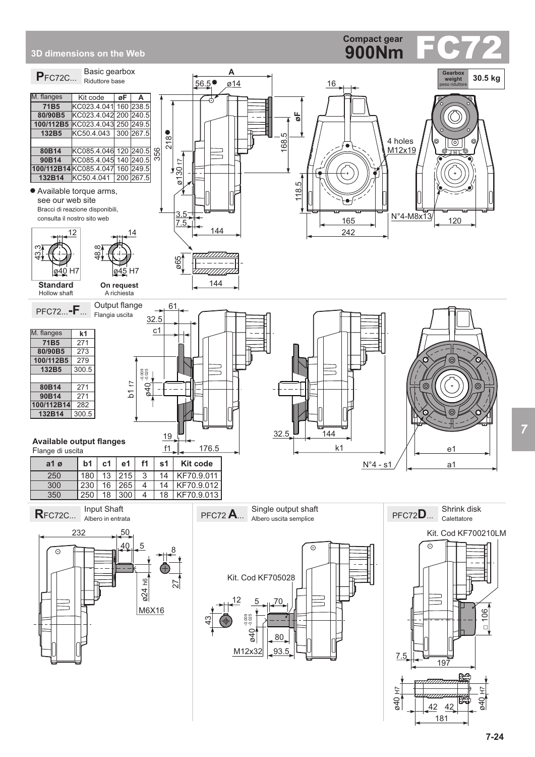3D dimensions on the Web

Compact gear
# 900Nm FC72

## PFC72C... Basic gearbox
Riduttore base

Gearbox weight / peso riduttore: **30.5 kg**

| M. flanges | Kit code | øF | A |
|---|---|---|---|
| 71B5 | KC023.4.041 | 160 | 238.5 |
| 80/90B5 | KC023.4.042 | 200 | 240.5 |
| 100/112B5 | KC023.4.043 | 250 | 249.5 |
| 132B5 | KC50.4.043 | 300 | 267.5 |
| | | | |
| 80B14 | KC085.4.046 | 120 | 240.5 |
| 90B14 | KC085.4.045 | 140 | 240.5 |
| 100/112B14 | KC085.4.047 | 160 | 249.5 |
| 132B14 | KC50.4.041 | 200 | 267.5 |

● Available torque arms, see our web site
Bracci di reazione disponibili, consulta il nostro sito web

Standard
Hollow shaft

On request
A richiesta

## PFC72...-F... Output flange
Flangia uscita

| M. flanges | k1 |
|---|---|
| 71B5 | 271 |
| 80/90B5 | 273 |
| 100/112B5 | 279 |
| 132B5 | 300.5 |
| | |
| 80B14 | 271 |
| 90B14 | 271 |
| 100/112B14 | 282 |
| 132B14 | 300.5 |

**Available output flanges**
Flange di uscita

| a1 ø | b1 | c1 | e1 | f1 | s1 | Kit code |
|---|---|---|---|---|---|---|
| 250 | 180 | 13 | 215 | 3 | 14 | KF70.9.011 |
| 300 | 230 | 16 | 265 | 4 | 14 | KF70.9.012 |
| 350 | 250 | 18 | 300 | 4 | 18 | KF70.9.013 |

## RFC72C... Input Shaft
Albero in entrata

## PFC72 A... Single output shaft
Albero uscita semplice

Kit. Cod KF705028

## PFC72D... Shrink disk
Calettatore

Kit. Cod KF700210LM